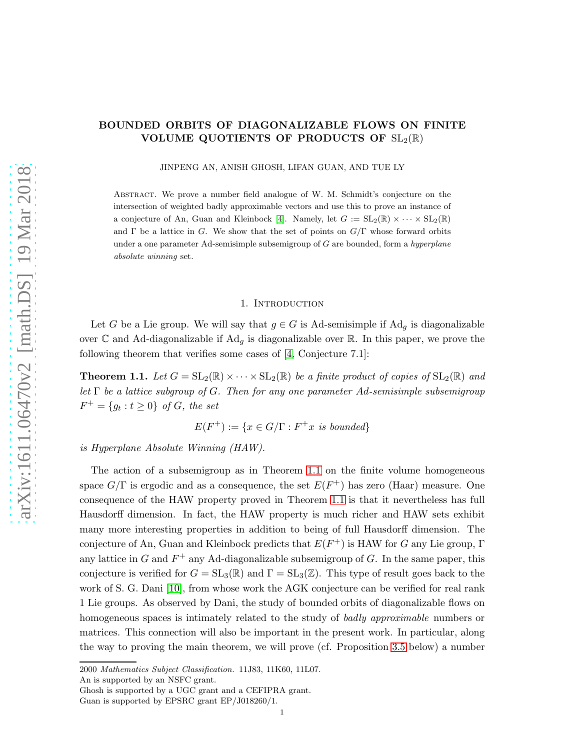# BOUNDED ORBITS OF DIAGONALIZABLE FLOWS ON FINITE VOLUME QUOTIENTS OF PRODUCTS OF $\mathrm{SL}_2(\mathbb{R})$

JINPENG AN, ANISH GHOSH, LIFAN GUAN, AND TUE LY

Abstract. We prove a number field analogue of W. M. Schmidt's conjecture on the intersection of weighted badly approximable vectors and use this to prove an instance of a conjecture of An, Guan and Kleinbock [4]. Namely, let $G := \mathrm{SL}_2(\mathbb{R}) \times \cdots \times \mathrm{SL}_2(\mathbb{R})$ and $\Gamma$ be a lattice in $G$. We show that the set of points on $G/\Gamma$ whose forward orbits under a one parameter Ad-semisimple subsemigroup of $G$ are bounded, form a *hyperplane absolute winning* set.

## 1. Introduction

Let $G$ be a Lie group. We will say that $g \in G$ is Ad-semisimple if $\mathrm{Ad}_g$ is diagonalizable over $\mathbb{C}$ and Ad-diagonalizable if $\mathrm{Ad}_g$ is diagonalizable over $\mathbb{R}$. In this paper, we prove the following theorem that verifies some cases of [4, Conjecture 7.1]:

**Theorem 1.1.** *Let $G = \mathrm{SL}_2(\mathbb{R}) \times \cdots \times \mathrm{SL}_2(\mathbb{R})$ be a finite product of copies of $\mathrm{SL}_2(\mathbb{R})$ and let $\Gamma$ be a lattice subgroup of $G$. Then for any one parameter Ad-semisimple subsemigroup $F^+ = \{g_t : t \geq 0\}$ of $G$, the set*

$$E(F^+) := \{x \in G/\Gamma : F^+x \text{ is bounded}\}$$

*is Hyperplane Absolute Winning (HAW).*

The action of a subsemigroup as in Theorem 1.1 on the finite volume homogeneous space $G/\Gamma$ is ergodic and as a consequence, the set $E(F^+)$ has zero (Haar) measure. One consequence of the HAW property proved in Theorem 1.1 is that it nevertheless has full Hausdorff dimension. In fact, the HAW property is much richer and HAW sets exhibit many more interesting properties in addition to being of full Hausdorff dimension. The conjecture of An, Guan and Kleinbock predicts that $E(F^+)$ is HAW for $G$ any Lie group, $\Gamma$ any lattice in $G$ and $F^+$ any Ad-diagonalizable subsemigroup of $G$. In the same paper, this conjecture is verified for $G = \mathrm{SL}_3(\mathbb{R})$ and $\Gamma = \mathrm{SL}_3(\mathbb{Z})$. This type of result goes back to the work of S. G. Dani [10], from whose work the AGK conjecture can be verified for real rank 1 Lie groups. As observed by Dani, the study of bounded orbits of diagonalizable flows on homogeneous spaces is intimately related to the study of *badly approximable* numbers or matrices. This connection will also be important in the present work. In particular, along the way to proving the main theorem, we will prove (cf. Proposition 3.5 below) a number

---

2000 *Mathematics Subject Classification.* 11J83, 11K60, 11L07.

An is supported by an NSFC grant.

Ghosh is supported by a UGC grant and a CEFIPRA grant.

Guan is supported by EPSRC grant EP/J018260/1.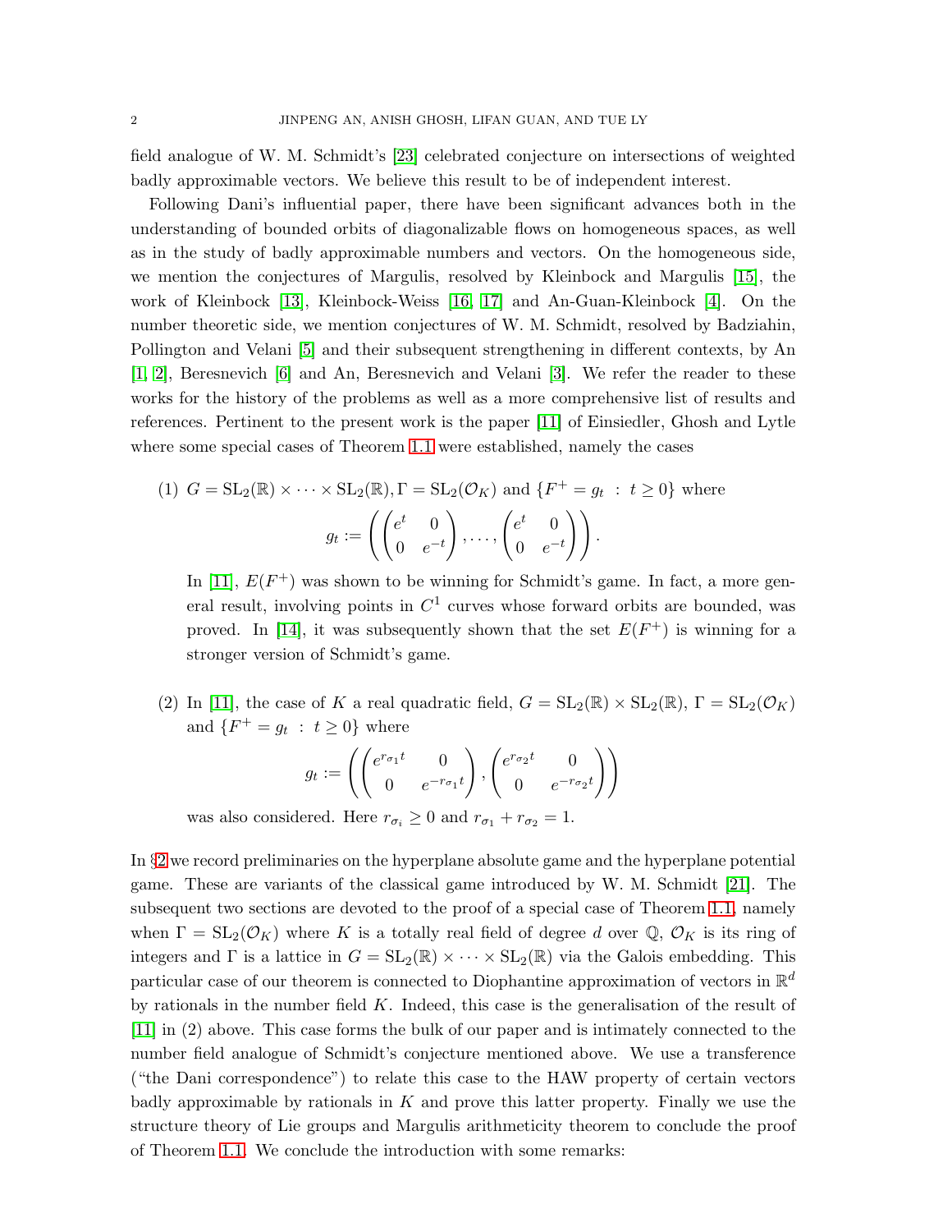field analogue of W. M. Schmidt's [23] celebrated conjecture on intersections of weighted badly approximable vectors. We believe this result to be of independent interest.

Following Dani's influential paper, there have been significant advances both in the understanding of bounded orbits of diagonalizable flows on homogeneous spaces, as well as in the study of badly approximable numbers and vectors. On the homogeneous side, we mention the conjectures of Margulis, resolved by Kleinbock and Margulis [15], the work of Kleinbock [13], Kleinbock-Weiss [16, 17] and An-Guan-Kleinbock [4]. On the number theoretic side, we mention conjectures of W. M. Schmidt, resolved by Badziahin, Pollington and Velani [5] and their subsequent strengthening in different contexts, by An [1, 2], Beresnevich [6] and An, Beresnevich and Velani [3]. We refer the reader to these works for the history of the problems as well as a more comprehensive list of results and references. Pertinent to the present work is the paper [11] of Einsiedler, Ghosh and Lytle where some special cases of Theorem 1.1 were established, namely the cases

(1) $G = \mathrm{SL}_2(\mathbb{R}) \times \cdots \times \mathrm{SL}_2(\mathbb{R}), \Gamma = \mathrm{SL}_2(\mathcal{O}_K)$ and $\{F^+ = g_t \,:\, t \geq 0\}$ where
$$g_t := \left( \begin{pmatrix} e^t & 0 \\ 0 & e^{-t} \end{pmatrix}, \ldots, \begin{pmatrix} e^t & 0 \\ 0 & e^{-t} \end{pmatrix} \right).$$
In [11], $E(F^+)$ was shown to be winning for Schmidt's game. In fact, a more general result, involving points in $C^1$ curves whose forward orbits are bounded, was proved. In [14], it was subsequently shown that the set $E(F^+)$ is winning for a stronger version of Schmidt's game.

(2) In [11], the case of $K$ a real quadratic field, $G = \mathrm{SL}_2(\mathbb{R}) \times \mathrm{SL}_2(\mathbb{R})$, $\Gamma = \mathrm{SL}_2(\mathcal{O}_K)$ and $\{F^+ = g_t \,:\, t \geq 0\}$ where
$$g_t := \left( \begin{pmatrix} e^{r_{\sigma_1} t} & 0 \\ 0 & e^{-r_{\sigma_1} t} \end{pmatrix}, \begin{pmatrix} e^{r_{\sigma_2} t} & 0 \\ 0 & e^{-r_{\sigma_2} t} \end{pmatrix} \right)$$
was also considered. Here $r_{\sigma_i} \geq 0$ and $r_{\sigma_1} + r_{\sigma_2} = 1$.

In §2 we record preliminaries on the hyperplane absolute game and the hyperplane potential game. These are variants of the classical game introduced by W. M. Schmidt [21]. The subsequent two sections are devoted to the proof of a special case of Theorem 1.1, namely when $\Gamma = \mathrm{SL}_2(\mathcal{O}_K)$ where $K$ is a totally real field of degree $d$ over $\mathbb{Q}$, $\mathcal{O}_K$ is its ring of integers and $\Gamma$ is a lattice in $G = \mathrm{SL}_2(\mathbb{R}) \times \cdots \times \mathrm{SL}_2(\mathbb{R})$ via the Galois embedding. This particular case of our theorem is connected to Diophantine approximation of vectors in $\mathbb{R}^d$ by rationals in the number field $K$. Indeed, this case is the generalisation of the result of [11] in (2) above. This case forms the bulk of our paper and is intimately connected to the number field analogue of Schmidt's conjecture mentioned above. We use a transference ("the Dani correspondence") to relate this case to the HAW property of certain vectors badly approximable by rationals in $K$ and prove this latter property. Finally we use the structure theory of Lie groups and Margulis arithmeticity theorem to conclude the proof of Theorem 1.1. We conclude the introduction with some remarks: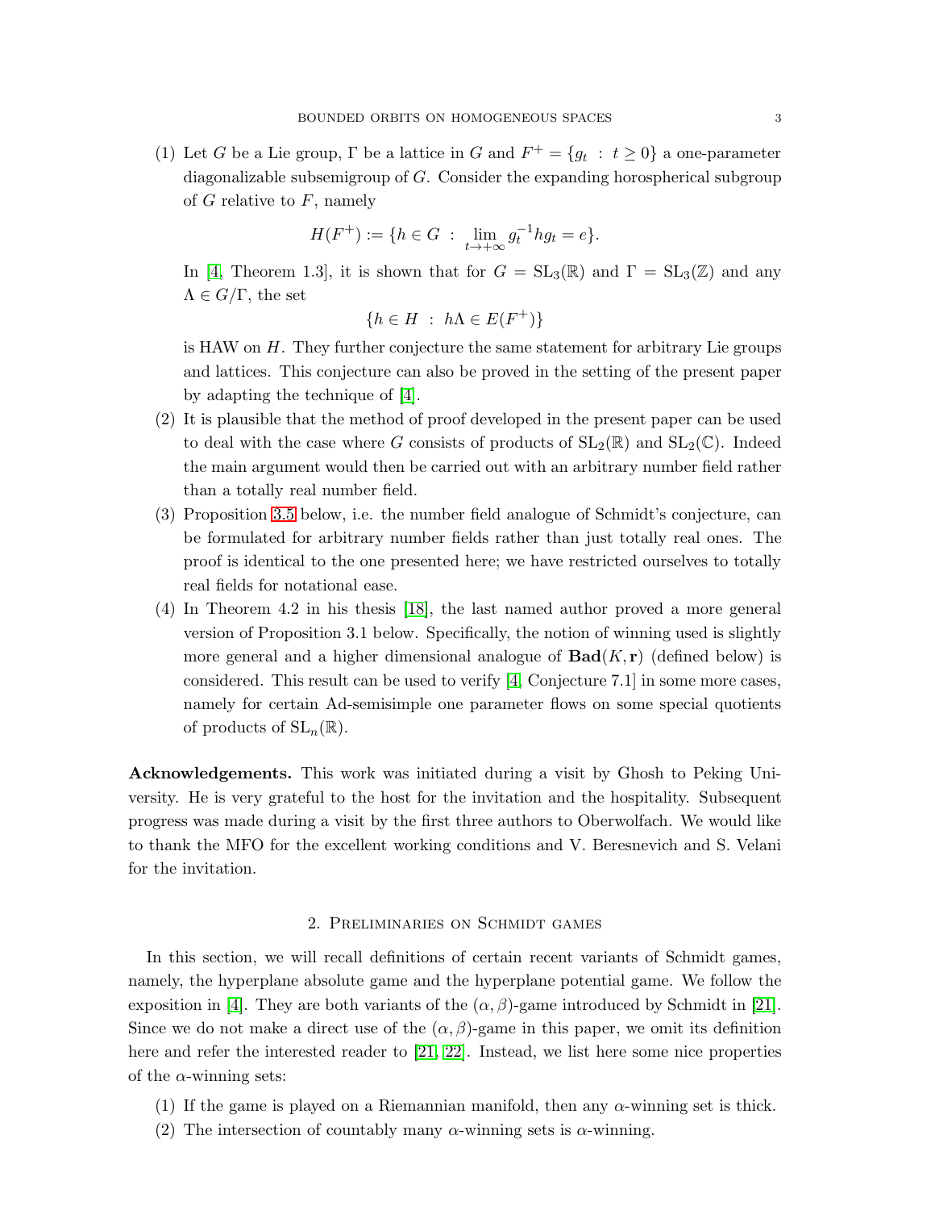(1) Let $G$ be a Lie group, $\Gamma$ be a lattice in $G$ and $F^+ = \{g_t \ : \ t \geq 0\}$ a one-parameter diagonalizable subsemigroup of $G$. Consider the expanding horospherical subgroup of $G$ relative to $F$, namely

$$H(F^+) := \{h \in G \ : \ \lim_{t \to +\infty} g_t^{-1} h g_t = e\}.$$

In [4, Theorem 1.3], it is shown that for $G = \mathrm{SL}_3(\mathbb{R})$ and $\Gamma = \mathrm{SL}_3(\mathbb{Z})$ and any $\Lambda \in G/\Gamma$, the set

$$\{h \in H \ : \ h\Lambda \in E(F^+)\}$$

is HAW on $H$. They further conjecture the same statement for arbitrary Lie groups and lattices. This conjecture can also be proved in the setting of the present paper by adapting the technique of [4].

(2) It is plausible that the method of proof developed in the present paper can be used to deal with the case where $G$ consists of products of $\mathrm{SL}_2(\mathbb{R})$ and $\mathrm{SL}_2(\mathbb{C})$. Indeed the main argument would then be carried out with an arbitrary number field rather than a totally real number field.

(3) Proposition 3.5 below, i.e. the number field analogue of Schmidt's conjecture, can be formulated for arbitrary number fields rather than just totally real ones. The proof is identical to the one presented here; we have restricted ourselves to totally real fields for notational ease.

(4) In Theorem 4.2 in his thesis [18], the last named author proved a more general version of Proposition 3.1 below. Specifically, the notion of winning used is slightly more general and a higher dimensional analogue of $\mathbf{Bad}(K, \mathbf{r})$ (defined below) is considered. This result can be used to verify [4, Conjecture 7.1] in some more cases, namely for certain Ad-semisimple one parameter flows on some special quotients of products of $\mathrm{SL}_n(\mathbb{R})$.

**Acknowledgements.** This work was initiated during a visit by Ghosh to Peking University. He is very grateful to the host for the invitation and the hospitality. Subsequent progress was made during a visit by the first three authors to Oberwolfach. We would like to thank the MFO for the excellent working conditions and V. Beresnevich and S. Velani for the invitation.

## 2. Preliminaries on Schmidt games

In this section, we will recall definitions of certain recent variants of Schmidt games, namely, the hyperplane absolute game and the hyperplane potential game. We follow the exposition in [4]. They are both variants of the $(\alpha, \beta)$-game introduced by Schmidt in [21]. Since we do not make a direct use of the $(\alpha, \beta)$-game in this paper, we omit its definition here and refer the interested reader to [21, 22]. Instead, we list here some nice properties of the $\alpha$-winning sets:

(1) If the game is played on a Riemannian manifold, then any $\alpha$-winning set is thick.
(2) The intersection of countably many $\alpha$-winning sets is $\alpha$-winning.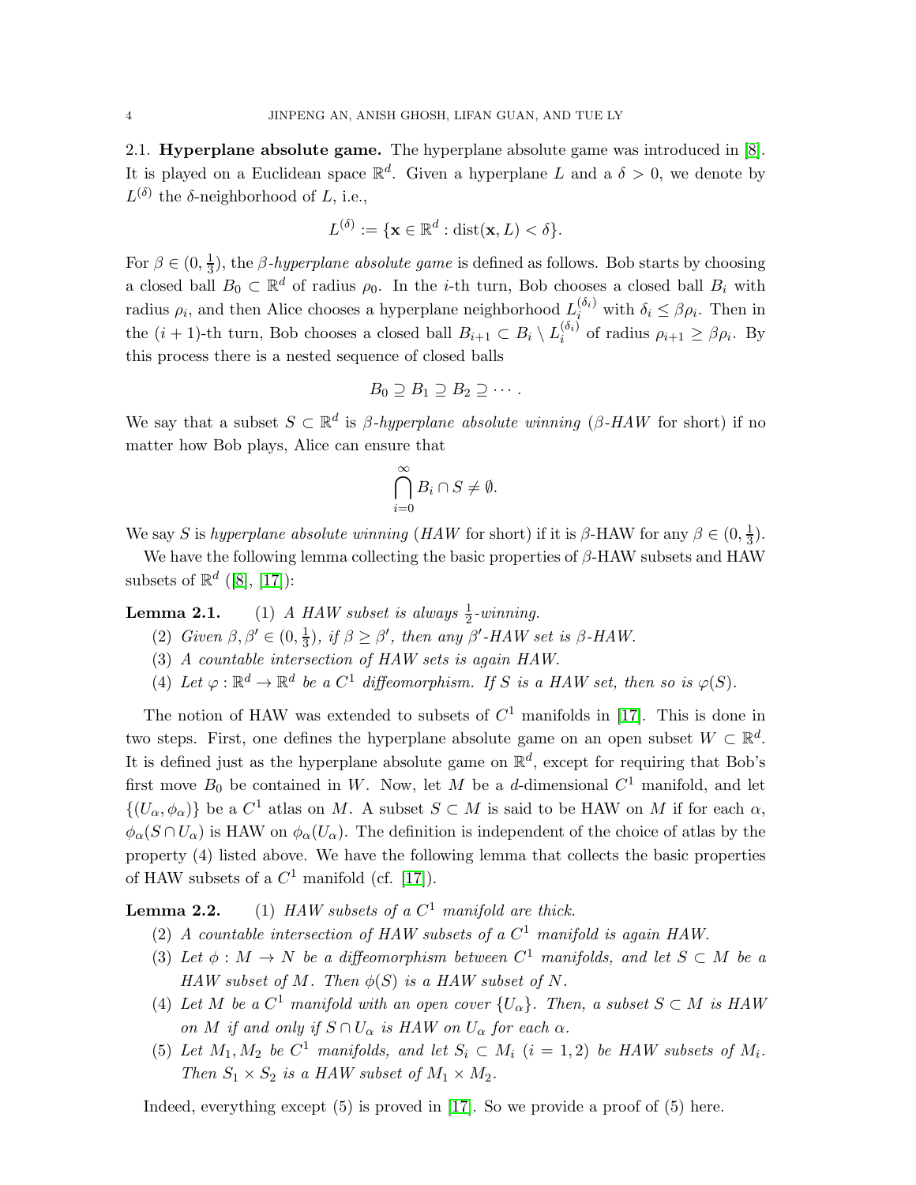**2.1. Hyperplane absolute game.** The hyperplane absolute game was introduced in [8]. It is played on a Euclidean space $\mathbb{R}^d$. Given a hyperplane $L$ and a $\delta > 0$, we denote by $L^{(\delta)}$ the $\delta$-neighborhood of $L$, i.e.,

$$L^{(\delta)} := \{\mathbf{x} \in \mathbb{R}^d : \operatorname{dist}(\mathbf{x}, L) < \delta\}.$$

For $\beta \in (0, \frac{1}{3})$, the *$\beta$-hyperplane absolute game* is defined as follows. Bob starts by choosing a closed ball $B_0 \subset \mathbb{R}^d$ of radius $\rho_0$. In the $i$-th turn, Bob chooses a closed ball $B_i$ with radius $\rho_i$, and then Alice chooses a hyperplane neighborhood $L_i^{(\delta_i)}$ with $\delta_i \leq \beta\rho_i$. Then in the $(i+1)$-th turn, Bob chooses a closed ball $B_{i+1} \subset B_i \setminus L_i^{(\delta_i)}$ of radius $\rho_{i+1} \geq \beta\rho_i$. By this process there is a nested sequence of closed balls

$$B_0 \supseteq B_1 \supseteq B_2 \supseteq \cdots .$$

We say that a subset $S \subset \mathbb{R}^d$ is *$\beta$-hyperplane absolute winning* (*$\beta$-HAW* for short) if no matter how Bob plays, Alice can ensure that

$$\bigcap_{i=0}^{\infty} B_i \cap S \neq \emptyset.$$

We say $S$ is *hyperplane absolute winning* (*HAW* for short) if it is $\beta$-HAW for any $\beta \in (0, \frac{1}{3})$.

We have the following lemma collecting the basic properties of $\beta$-HAW subsets and HAW subsets of $\mathbb{R}^d$ ([8], [17]):

**Lemma 2.1.** (1) *A HAW subset is always $\frac{1}{2}$-winning.*

(2) *Given $\beta, \beta' \in (0, \frac{1}{3})$, if $\beta \geq \beta'$, then any $\beta'$-HAW set is $\beta$-HAW.*

(3) *A countable intersection of HAW sets is again HAW.*

(4) *Let $\varphi : \mathbb{R}^d \to \mathbb{R}^d$ be a $C^1$ diffeomorphism. If $S$ is a HAW set, then so is $\varphi(S)$.*

The notion of HAW was extended to subsets of $C^1$ manifolds in [17]. This is done in two steps. First, one defines the hyperplane absolute game on an open subset $W \subset \mathbb{R}^d$. It is defined just as the hyperplane absolute game on $\mathbb{R}^d$, except for requiring that Bob's first move $B_0$ be contained in $W$. Now, let $M$ be a $d$-dimensional $C^1$ manifold, and let $\{(U_\alpha, \phi_\alpha)\}$ be a $C^1$ atlas on $M$. A subset $S \subset M$ is said to be HAW on $M$ if for each $\alpha$, $\phi_\alpha(S \cap U_\alpha)$ is HAW on $\phi_\alpha(U_\alpha)$. The definition is independent of the choice of atlas by the property (4) listed above. We have the following lemma that collects the basic properties of HAW subsets of a $C^1$ manifold (cf. [17]).

**Lemma 2.2.** (1) *HAW subsets of a $C^1$ manifold are thick.*

(2) *A countable intersection of HAW subsets of a $C^1$ manifold is again HAW.*

(3) *Let $\phi : M \to N$ be a diffeomorphism between $C^1$ manifolds, and let $S \subset M$ be a HAW subset of $M$. Then $\phi(S)$ is a HAW subset of $N$.*

(4) *Let $M$ be a $C^1$ manifold with an open cover $\{U_\alpha\}$. Then, a subset $S \subset M$ is HAW on $M$ if and only if $S \cap U_\alpha$ is HAW on $U_\alpha$ for each $\alpha$.*

(5) *Let $M_1, M_2$ be $C^1$ manifolds, and let $S_i \subset M_i$ $(i = 1, 2)$ be HAW subsets of $M_i$. Then $S_1 \times S_2$ is a HAW subset of $M_1 \times M_2$.*

Indeed, everything except (5) is proved in [17]. So we provide a proof of (5) here.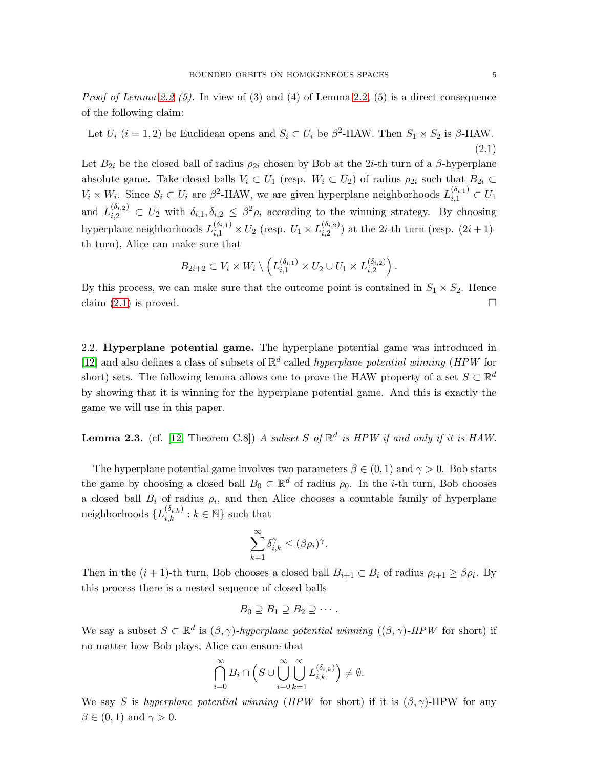*Proof of Lemma 2.2 (5).* In view of (3) and (4) of Lemma 2.2, (5) is a direct consequence of the following claim:

$$\text{Let } U_i \ (i=1,2) \text{ be Euclidean opens and } S_i \subset U_i \text{ be } \beta^2\text{-HAW. Then } S_1 \times S_2 \text{ is } \beta\text{-HAW.} \tag{2.1}$$

Let $B_{2i}$ be the closed ball of radius $\rho_{2i}$ chosen by Bob at the $2i$-th turn of a $\beta$-hyperplane absolute game. Take closed balls $V_i \subset U_1$ (resp. $W_i \subset U_2$) of radius $\rho_{2i}$ such that $B_{2i} \subset V_i \times W_i$. Since $S_i \subset U_i$ are $\beta^2$-HAW, we are given hyperplane neighborhoods $L_{i,1}^{(\delta_{i,1})} \subset U_1$ and $L_{i,2}^{(\delta_{i,2})} \subset U_2$ with $\delta_{i,1}, \delta_{i,2} \leq \beta^2 \rho_i$ according to the winning strategy. By choosing hyperplane neighborhoods $L_{i,1}^{(\delta_{i,1})} \times U_2$ (resp. $U_1 \times L_{i,2}^{(\delta_{i,2})}$) at the $2i$-th turn (resp. $(2i+1)$-th turn), Alice can make sure that

$$B_{2i+2} \subset V_i \times W_i \setminus \left( L_{i,1}^{(\delta_{i,1})} \times U_2 \cup U_1 \times L_{i,2}^{(\delta_{i,2})} \right).$$

By this process, we can make sure that the outcome point is contained in $S_1 \times S_2$. Hence claim (2.1) is proved. □

## 2.2. **Hyperplane potential game.**

The hyperplane potential game was introduced in [12] and also defines a class of subsets of $\mathbb{R}^d$ called *hyperplane potential winning* (*HPW* for short) sets. The following lemma allows one to prove the HAW property of a set $S \subset \mathbb{R}^d$ by showing that it is winning for the hyperplane potential game. And this is exactly the game we will use in this paper.

**Lemma 2.3.** (cf. [12, Theorem C.8]) *A subset $S$ of $\mathbb{R}^d$ is HPW if and only if it is HAW.*

The hyperplane potential game involves two parameters $\beta \in (0,1)$ and $\gamma > 0$. Bob starts the game by choosing a closed ball $B_0 \subset \mathbb{R}^d$ of radius $\rho_0$. In the $i$-th turn, Bob chooses a closed ball $B_i$ of radius $\rho_i$, and then Alice chooses a countable family of hyperplane neighborhoods $\{L_{i,k}^{(\delta_{i,k})} : k \in \mathbb{N}\}$ such that

$$\sum_{k=1}^{\infty} \delta_{i,k}^{\gamma} \leq (\beta \rho_i)^{\gamma}.$$

Then in the $(i+1)$-th turn, Bob chooses a closed ball $B_{i+1} \subset B_i$ of radius $\rho_{i+1} \geq \beta \rho_i$. By this process there is a nested sequence of closed balls

$$B_0 \supseteq B_1 \supseteq B_2 \supseteq \cdots.$$

We say a subset $S \subset \mathbb{R}^d$ is *$(\beta,\gamma)$-hyperplane potential winning* (*$(\beta,\gamma)$-HPW* for short) if no matter how Bob plays, Alice can ensure that

$$\bigcap_{i=0}^{\infty} B_i \cap \Big( S \cup \bigcup_{i=0}^{\infty} \bigcup_{k=1}^{\infty} L_{i,k}^{(\delta_{i,k})} \Big) \neq \emptyset.$$

We say $S$ is *hyperplane potential winning* (*HPW* for short) if it is $(\beta,\gamma)$-HPW for any $\beta \in (0,1)$ and $\gamma > 0$.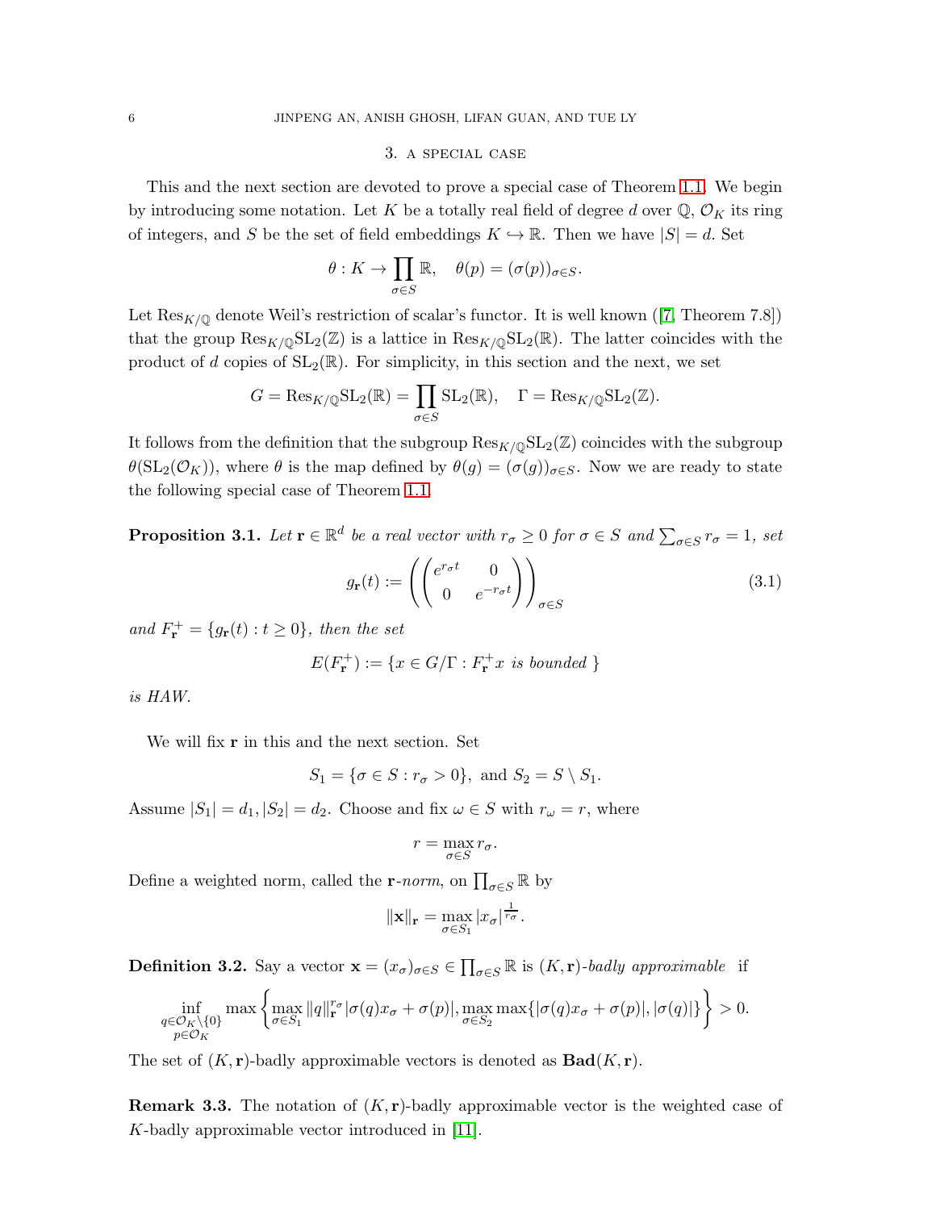## 3. A special case

This and the next section are devoted to prove a special case of Theorem 1.1. We begin by introducing some notation. Let $K$ be a totally real field of degree $d$ over $\mathbb{Q}$, $\mathcal{O}_K$ its ring of integers, and $S$ be the set of field embeddings $K \hookrightarrow \mathbb{R}$. Then we have $|S| = d$. Set

$$\theta : K \to \prod_{\sigma \in S} \mathbb{R}, \quad \theta(p) = (\sigma(p))_{\sigma \in S}.$$

Let $\mathrm{Res}_{K/\mathbb{Q}}$ denote Weil's restriction of scalar's functor. It is well known ([7, Theorem 7.8]) that the group $\mathrm{Res}_{K/\mathbb{Q}}\mathrm{SL}_2(\mathbb{Z})$ is a lattice in $\mathrm{Res}_{K/\mathbb{Q}}\mathrm{SL}_2(\mathbb{R})$. The latter coincides with the product of $d$ copies of $\mathrm{SL}_2(\mathbb{R})$. For simplicity, in this section and the next, we set

$$G = \mathrm{Res}_{K/\mathbb{Q}}\mathrm{SL}_2(\mathbb{R}) = \prod_{\sigma \in S} \mathrm{SL}_2(\mathbb{R}), \quad \Gamma = \mathrm{Res}_{K/\mathbb{Q}}\mathrm{SL}_2(\mathbb{Z}).$$

It follows from the definition that the subgroup $\mathrm{Res}_{K/\mathbb{Q}}\mathrm{SL}_2(\mathbb{Z})$ coincides with the subgroup $\theta(\mathrm{SL}_2(\mathcal{O}_K))$, where $\theta$ is the map defined by $\theta(g) = (\sigma(g))_{\sigma \in S}$. Now we are ready to state the following special case of Theorem 1.1.

**Proposition 3.1.** *Let $\mathbf{r} \in \mathbb{R}^d$ be a real vector with $r_\sigma \geq 0$ for $\sigma \in S$ and $\sum_{\sigma \in S} r_\sigma = 1$, set*

$$g_{\mathbf{r}}(t) := \left( \begin{pmatrix} e^{r_\sigma t} & 0 \\ 0 & e^{-r_\sigma t} \end{pmatrix} \right)_{\sigma \in S} \tag{3.1}$$

*and $F_{\mathbf{r}}^+ = \{g_{\mathbf{r}}(t) : t \geq 0\}$, then the set*

$$E(F_{\mathbf{r}}^+) := \{x \in G/\Gamma : F_{\mathbf{r}}^+ x \text{ is bounded } \}$$

*is HAW.*

We will fix $\mathbf{r}$ in this and the next section. Set

$$S_1 = \{\sigma \in S : r_\sigma > 0\}, \text{ and } S_2 = S \setminus S_1.$$

Assume $|S_1| = d_1, |S_2| = d_2$. Choose and fix $\omega \in S$ with $r_\omega = r$, where

$$r = \max_{\sigma \in S} r_\sigma.$$

Define a weighted norm, called the $\mathbf{r}$*-norm*, on $\prod_{\sigma \in S} \mathbb{R}$ by

$$\|\mathbf{x}\|_{\mathbf{r}} = \max_{\sigma \in S_1} |x_\sigma|^{\frac{1}{r_\sigma}}.$$

**Definition 3.2.** Say a vector $\mathbf{x} = (x_\sigma)_{\sigma \in S} \in \prod_{\sigma \in S} \mathbb{R}$ is $(K, \mathbf{r})$*-badly approximable* if

$$\inf_{\substack{q \in \mathcal{O}_K \setminus \{0\} \\ p \in \mathcal{O}_K}} \max \left\{ \max_{\sigma \in S_1} \|q\|_{\mathbf{r}}^{r_\sigma} |\sigma(q) x_\sigma + \sigma(p)|, \max_{\sigma \in S_2} \max\{|\sigma(q) x_\sigma + \sigma(p)|, |\sigma(q)|\} \right\} > 0.$$

The set of $(K, \mathbf{r})$-badly approximable vectors is denoted as $\mathbf{Bad}(K, \mathbf{r})$.

**Remark 3.3.** The notation of $(K, \mathbf{r})$-badly approximable vector is the weighted case of $K$-badly approximable vector introduced in [11].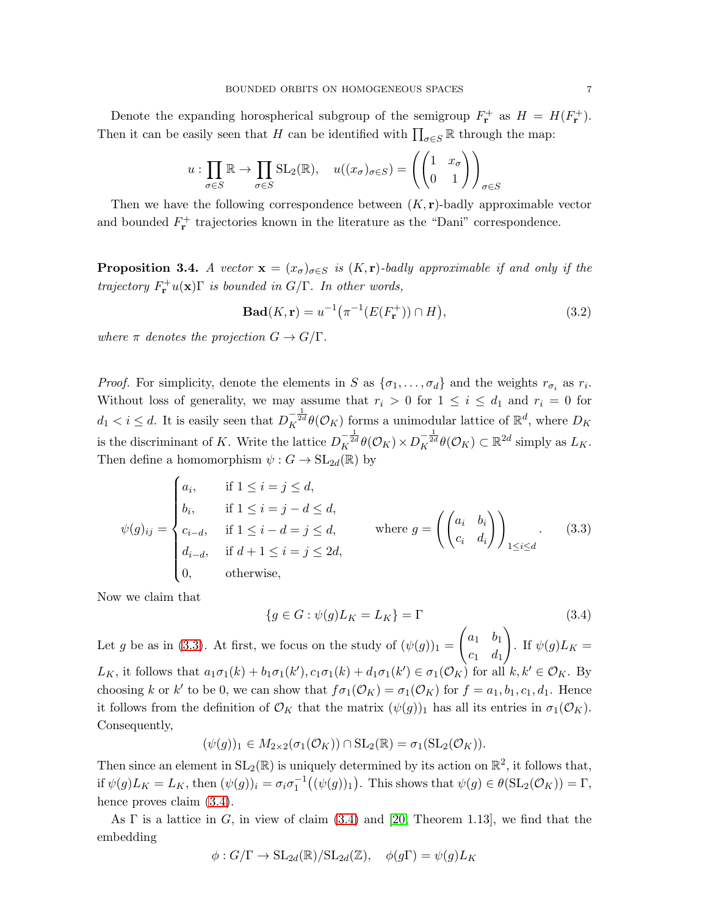Denote the expanding horospherical subgroup of the semigroup $F_{\mathbf{r}}^+$ as $H = H(F_{\mathbf{r}}^+)$. Then it can be easily seen that $H$ can be identified with $\prod_{\sigma\in S}\mathbb{R}$ through the map:

$$u : \prod_{\sigma\in S}\mathbb{R} \to \prod_{\sigma\in S}\mathrm{SL}_2(\mathbb{R}), \quad u((x_\sigma)_{\sigma\in S}) = \left(\begin{pmatrix} 1 & x_\sigma \\ 0 & 1 \end{pmatrix}\right)_{\sigma\in S}$$

Then we have the following correspondence between $(K,\mathbf{r})$-badly approximable vector and bounded $F_{\mathbf{r}}^+$ trajectories known in the literature as the "Dani" correspondence.

**Proposition 3.4.** *A vector $\mathbf{x} = (x_\sigma)_{\sigma\in S}$ is $(K,\mathbf{r})$-badly approximable if and only if the trajectory $F_{\mathbf{r}}^+ u(\mathbf{x})\Gamma$ is bounded in $G/\Gamma$. In other words,*

$$\mathbf{Bad}(K,\mathbf{r}) = u^{-1}\big(\pi^{-1}(E(F_{\mathbf{r}}^+)) \cap H\big), \tag{3.2}$$

*where $\pi$ denotes the projection $G \to G/\Gamma$.*

*Proof.* For simplicity, denote the elements in $S$ as $\{\sigma_1,\ldots,\sigma_d\}$ and the weights $r_{\sigma_i}$ as $r_i$. Without loss of generality, we may assume that $r_i > 0$ for $1 \le i \le d_1$ and $r_i = 0$ for $d_1 < i \le d$. It is easily seen that $D_K^{-\frac{1}{2d}}\theta(\mathcal{O}_K)$ forms a unimodular lattice of $\mathbb{R}^d$, where $D_K$ is the discriminant of $K$. Write the lattice $D_K^{-\frac{1}{2d}}\theta(\mathcal{O}_K) \times D_K^{-\frac{1}{2d}}\theta(\mathcal{O}_K) \subset \mathbb{R}^{2d}$ simply as $L_K$. Then define a homomorphism $\psi : G \to \mathrm{SL}_{2d}(\mathbb{R})$ by

$$\psi(g)_{ij} = \begin{cases} a_i, & \text{if } 1 \le i = j \le d, \\ b_i, & \text{if } 1 \le i = j - d \le d, \\ c_{i-d}, & \text{if } 1 \le i - d = j \le d, \\ d_{i-d}, & \text{if } d+1 \le i = j \le 2d, \\ 0, & \text{otherwise,} \end{cases} \qquad \text{where } g = \left(\begin{pmatrix} a_i & b_i \\ c_i & d_i \end{pmatrix}\right)_{1\le i\le d}. \tag{3.3}$$

Now we claim that

$$\{g \in G : \psi(g)L_K = L_K\} = \Gamma \tag{3.4}$$

Let $g$ be as in (3.3). At first, we focus on the study of $(\psi(g))_1 = \begin{pmatrix} a_1 & b_1 \\ c_1 & d_1 \end{pmatrix}$. If $\psi(g)L_K = L_K$, it follows that $a_1\sigma_1(k) + b_1\sigma_1(k'), c_1\sigma_1(k) + d_1\sigma_1(k') \in \sigma_1(\mathcal{O}_K)$ for all $k, k' \in \mathcal{O}_K$. By choosing $k$ or $k'$ to be 0, we can show that $f\sigma_1(\mathcal{O}_K) = \sigma_1(\mathcal{O}_K)$ for $f = a_1, b_1, c_1, d_1$. Hence it follows from the definition of $\mathcal{O}_K$ that the matrix $(\psi(g))_1$ has all its entries in $\sigma_1(\mathcal{O}_K)$. Consequently,

$$(\psi(g))_1 \in M_{2\times 2}(\sigma_1(\mathcal{O}_K)) \cap \mathrm{SL}_2(\mathbb{R}) = \sigma_1(\mathrm{SL}_2(\mathcal{O}_K)).$$

Then since an element in $\mathrm{SL}_2(\mathbb{R})$ is uniquely determined by its action on $\mathbb{R}^2$, it follows that, if $\psi(g)L_K = L_K$, then $(\psi(g))_i = \sigma_i\sigma_1^{-1}\big((\psi(g))_1\big)$. This shows that $\psi(g) \in \theta(\mathrm{SL}_2(\mathcal{O}_K)) = \Gamma$, hence proves claim (3.4).

As $\Gamma$ is a lattice in $G$, in view of claim (3.4) and [20, Theorem 1.13], we find that the embedding

$$\phi : G/\Gamma \to \mathrm{SL}_{2d}(\mathbb{R})/\mathrm{SL}_{2d}(\mathbb{Z}), \quad \phi(g\Gamma) = \psi(g)L_K$$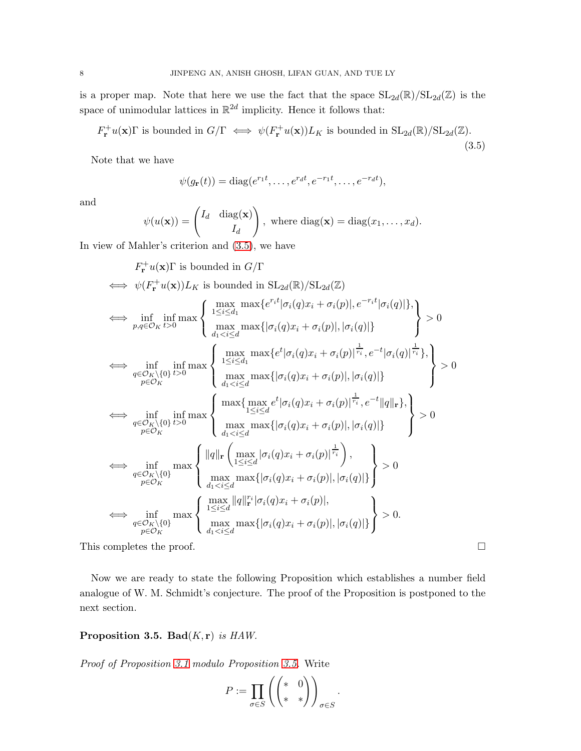is a proper map. Note that here we use the fact that the space $\mathrm{SL}_{2d}(\mathbb{R})/\mathrm{SL}_{2d}(\mathbb{Z})$ is the space of unimodular lattices in $\mathbb{R}^{2d}$ implicity. Hence it follows that:

$$F_{\mathbf{r}}^{+}u(\mathbf{x})\Gamma \text{ is bounded in } G/\Gamma \iff \psi(F_{\mathbf{r}}^{+}u(\mathbf{x}))L_K \text{ is bounded in } \mathrm{SL}_{2d}(\mathbb{R})/\mathrm{SL}_{2d}(\mathbb{Z}). \tag{3.5}$$

Note that we have

$$\psi(g_{\mathbf{r}}(t)) = \mathrm{diag}(e^{r_1 t}, \ldots, e^{r_d t}, e^{-r_1 t}, \ldots, e^{-r_d t}),$$

and

$$\psi(u(\mathbf{x})) = \begin{pmatrix} I_d & \mathrm{diag}(\mathbf{x}) \\ & I_d \end{pmatrix}, \text{ where } \mathrm{diag}(\mathbf{x}) = \mathrm{diag}(x_1, \ldots, x_d).$$

In view of Mahler's criterion and (3.5), we have

$$\begin{aligned}
& F_{\mathbf{r}}^{+}u(\mathbf{x})\Gamma \text{ is bounded in } G/\Gamma \\
\iff & \psi(F_{\mathbf{r}}^{+}u(\mathbf{x}))L_K \text{ is bounded in } \mathrm{SL}_{2d}(\mathbb{R})/\mathrm{SL}_{2d}(\mathbb{Z}) \\
\iff & \inf_{p,q\in\mathcal{O}_K} \inf_{t>0} \max \left\{ \begin{array}{l} \max\limits_{1\le i\le d_1} \max\{e^{r_i t}|\sigma_i(q)x_i + \sigma_i(p)|, e^{-r_i t}|\sigma_i(q)|\}, \\ \max\limits_{d_1<i\le d} \max\{|\sigma_i(q)x_i + \sigma_i(p)|, |\sigma_i(q)|\} \end{array} \right\} > 0 \\
\iff & \inf_{\substack{q\in\mathcal{O}_K\setminus\{0\} \\ p\in\mathcal{O}_K}} \inf_{t>0} \max \left\{ \begin{array}{l} \max\limits_{1\le i\le d_1} \max\{e^{t}|\sigma_i(q)x_i + \sigma_i(p)|^{\frac{1}{r_i}}, e^{-t}|\sigma_i(q)|^{\frac{1}{r_i}}\}, \\ \max\limits_{d_1<i\le d} \max\{|\sigma_i(q)x_i + \sigma_i(p)|, |\sigma_i(q)|\} \end{array} \right\} > 0 \\
\iff & \inf_{\substack{q\in\mathcal{O}_K\setminus\{0\} \\ p\in\mathcal{O}_K}} \inf_{t>0} \max \left\{ \begin{array}{l} \max\{\max\limits_{1\le i\le d} e^{t}|\sigma_i(q)x_i + \sigma_i(p)|^{\frac{1}{r_i}}, e^{-t}\|q\|_{\mathbf{r}}\}, \\ \max\limits_{d_1<i\le d} \max\{|\sigma_i(q)x_i + \sigma_i(p)|, |\sigma_i(q)|\} \end{array} \right\} > 0 \\
\iff & \inf_{\substack{q\in\mathcal{O}_K\setminus\{0\} \\ p\in\mathcal{O}_K}} \max \left\{ \begin{array}{l} \|q\|_{\mathbf{r}} \left( \max\limits_{1\le i\le d} |\sigma_i(q)x_i + \sigma_i(p)|^{\frac{1}{r_i}} \right), \\ \max\limits_{d_1<i\le d} \max\{|\sigma_i(q)x_i + \sigma_i(p)|, |\sigma_i(q)|\} \end{array} \right\} > 0 \\
\iff & \inf_{\substack{q\in\mathcal{O}_K\setminus\{0\} \\ p\in\mathcal{O}_K}} \max \left\{ \begin{array}{l} \max\limits_{1\le i\le d} \|q\|_{\mathbf{r}}^{r_i} |\sigma_i(q)x_i + \sigma_i(p)|, \\ \max\limits_{d_1<i\le d} \max\{|\sigma_i(q)x_i + \sigma_i(p)|, |\sigma_i(q)|\} \end{array} \right\} > 0.
\end{aligned}$$

This completes the proof. $\square$

Now we are ready to state the following Proposition which establishes a number field analogue of W. M. Schmidt's conjecture. The proof of the Proposition is postponed to the next section.

**Proposition 3.5.** *$\mathbf{Bad}(K, \mathbf{r})$ is HAW.*

*Proof of Proposition 3.1 modulo Proposition 3.5.* Write

$$P := \prod_{\sigma\in S} \left( \begin{pmatrix} * & 0 \\ * & * \end{pmatrix} \right)_{\sigma\in S}.$$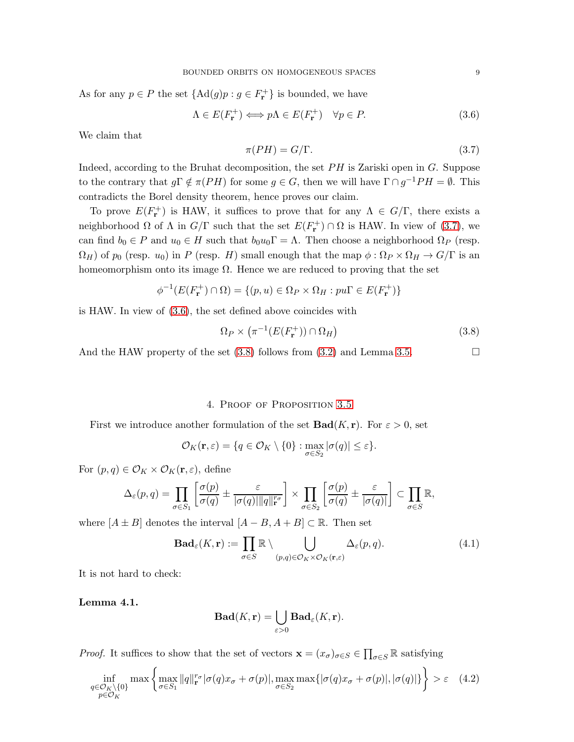As for any $p \in P$ the set $\{\mathrm{Ad}(g)p : g \in F_{\mathbf{r}}^+\}$ is bounded, we have

$$\Lambda \in E(F_{\mathbf{r}}^+) \Longleftrightarrow p\Lambda \in E(F_{\mathbf{r}}^+) \quad \forall p \in P. \tag{3.6}$$

We claim that

$$\pi(PH) = G/\Gamma. \tag{3.7}$$

Indeed, according to the Bruhat decomposition, the set $PH$ is Zariski open in $G$. Suppose to the contrary that $g\Gamma \notin \pi(PH)$ for some $g \in G$, then we will have $\Gamma \cap g^{-1}PH = \emptyset$. This contradicts the Borel density theorem, hence proves our claim.

To prove $E(F_{\mathbf{r}}^+)$ is HAW, it suffices to prove that for any $\Lambda \in G/\Gamma$, there exists a neighborhood $\Omega$ of $\Lambda$ in $G/\Gamma$ such that the set $E(F_{\mathbf{r}}^+) \cap \Omega$ is HAW. In view of (3.7), we can find $b_0 \in P$ and $u_0 \in H$ such that $b_0 u_0 \Gamma = \Lambda$. Then choose a neighborhood $\Omega_P$ (resp. $\Omega_H$) of $p_0$ (resp. $u_0$) in $P$ (resp. $H$) small enough that the map $\phi : \Omega_P \times \Omega_H \to G/\Gamma$ is an homeomorphism onto its image $\Omega$. Hence we are reduced to proving that the set

$$\phi^{-1}(E(F_{\mathbf{r}}^+) \cap \Omega) = \{(p, u) \in \Omega_P \times \Omega_H : pu\Gamma \in E(F_{\mathbf{r}}^+)\}$$

is HAW. In view of (3.6), the set defined above coincides with

$$\Omega_P \times \left(\pi^{-1}(E(F_{\mathbf{r}}^+)) \cap \Omega_H\right) \tag{3.8}$$

And the HAW property of the set (3.8) follows from (3.2) and Lemma 3.5. □

## 4. Proof of Proposition 3.5

First we introduce another formulation of the set $\mathbf{Bad}(K, \mathbf{r})$. For $\varepsilon > 0$, set

$$\mathcal{O}_K(\mathbf{r}, \varepsilon) = \{q \in \mathcal{O}_K \setminus \{0\} : \max_{\sigma \in S_2} |\sigma(q)| \le \varepsilon\}.$$

For $(p, q) \in \mathcal{O}_K \times \mathcal{O}_K(\mathbf{r}, \varepsilon)$, define

$$\Delta_\varepsilon(p, q) = \prod_{\sigma \in S_1} \left[\frac{\sigma(p)}{\sigma(q)} \pm \frac{\varepsilon}{|\sigma(q)| \|q\|_{\mathbf{r}}^{r_\sigma}}\right] \times \prod_{\sigma \in S_2} \left[\frac{\sigma(p)}{\sigma(q)} \pm \frac{\varepsilon}{|\sigma(q)|}\right] \subset \prod_{\sigma \in S} \mathbb{R},$$

where $[A \pm B]$ denotes the interval $[A - B, A + B] \subset \mathbb{R}$. Then set

$$\mathbf{Bad}_\varepsilon(K, \mathbf{r}) := \prod_{\sigma \in S} \mathbb{R} \setminus \bigcup_{(p,q) \in \mathcal{O}_K \times \mathcal{O}_K(\mathbf{r}, \varepsilon)} \Delta_\varepsilon(p, q). \tag{4.1}$$

It is not hard to check:

**Lemma 4.1.**

$$\mathbf{Bad}(K, \mathbf{r}) = \bigcup_{\varepsilon > 0} \mathbf{Bad}_\varepsilon(K, \mathbf{r}).$$

*Proof.* It suffices to show that the set of vectors $\mathbf{x} = (x_\sigma)_{\sigma \in S} \in \prod_{\sigma \in S} \mathbb{R}$ satisfying

$$\inf_{\substack{q \in \mathcal{O}_K \setminus \{0\} \\ p \in \mathcal{O}_K}} \max\left\{\max_{\sigma \in S_1} \|q\|_{\mathbf{r}}^{r_\sigma} |\sigma(q) x_\sigma + \sigma(p)|, \max_{\sigma \in S_2} \max\{|\sigma(q) x_\sigma + \sigma(p)|, |\sigma(q)|\}\right\} > \varepsilon \tag{4.2}$$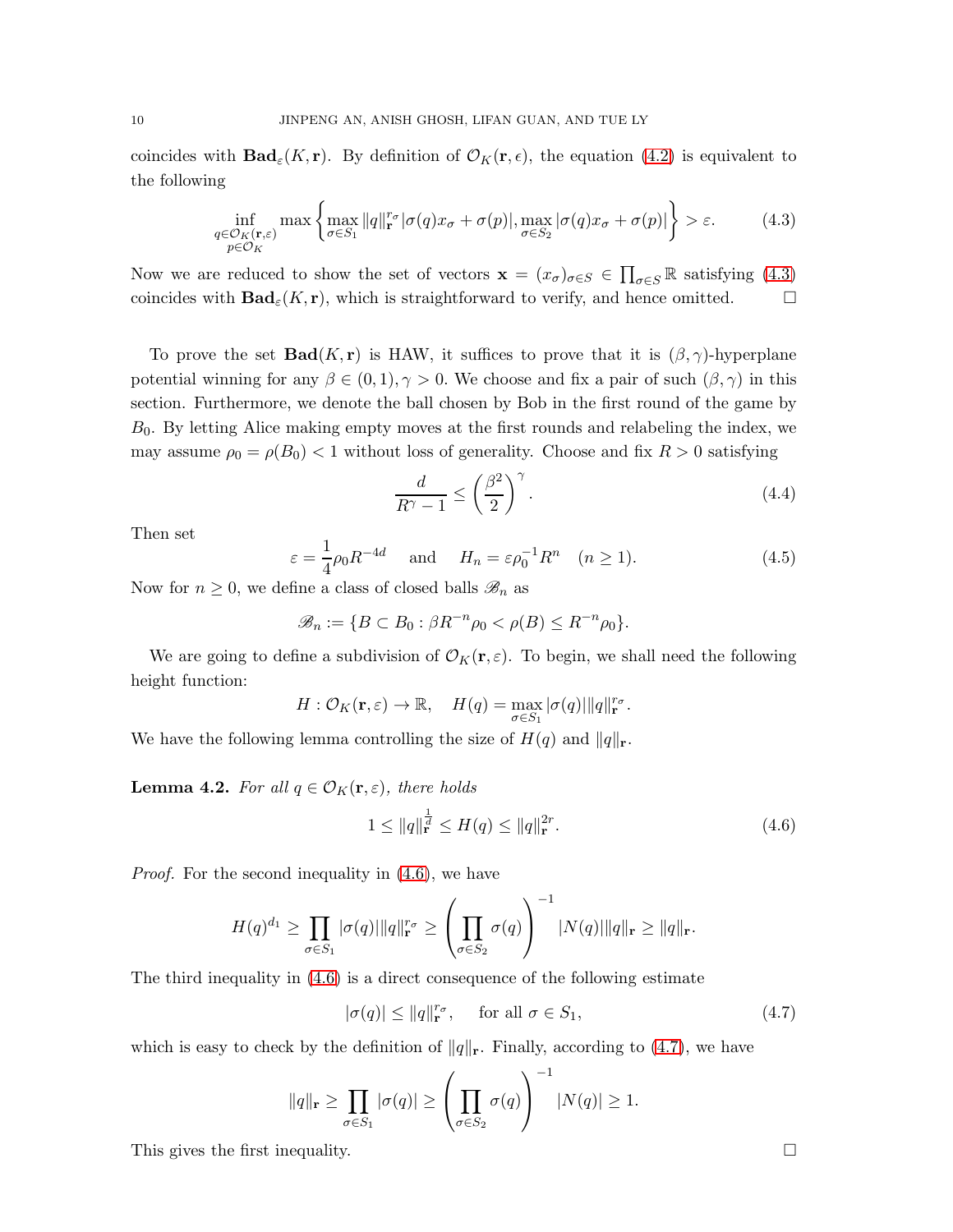coincides with $\mathbf{Bad}_\varepsilon(K, \mathbf{r})$. By definition of $\mathcal{O}_K(\mathbf{r}, \epsilon)$, the equation (4.2) is equivalent to the following

$$\inf_{\substack{q \in \mathcal{O}_K(\mathbf{r},\varepsilon) \\ p \in \mathcal{O}_K}} \max \left\{ \max_{\sigma \in S_1} \|q\|_{\mathbf{r}}^{r_\sigma} |\sigma(q)x_\sigma + \sigma(p)|, \max_{\sigma \in S_2} |\sigma(q)x_\sigma + \sigma(p)| \right\} > \varepsilon. \tag{4.3}$$

Now we are reduced to show the set of vectors $\mathbf{x} = (x_\sigma)_{\sigma \in S} \in \prod_{\sigma \in S} \mathbb{R}$ satisfying (4.3) coincides with $\mathbf{Bad}_\varepsilon(K, \mathbf{r})$, which is straightforward to verify, and hence omitted. $\square$

To prove the set $\mathbf{Bad}(K, \mathbf{r})$ is HAW, it suffices to prove that it is $(\beta, \gamma)$-hyperplane potential winning for any $\beta \in (0,1), \gamma > 0$. We choose and fix a pair of such $(\beta, \gamma)$ in this section. Furthermore, we denote the ball chosen by Bob in the first round of the game by $B_0$. By letting Alice making empty moves at the first rounds and relabeling the index, we may assume $\rho_0 = \rho(B_0) < 1$ without loss of generality. Choose and fix $R > 0$ satisfying

$$\frac{d}{R^\gamma - 1} \leq \left( \frac{\beta^2}{2} \right)^\gamma. \tag{4.4}$$

Then set

$$\varepsilon = \frac{1}{4} \rho_0 R^{-4d} \quad \text{and} \quad H_n = \varepsilon \rho_0^{-1} R^n \quad (n \geq 1). \tag{4.5}$$

Now for $n \geq 0$, we define a class of closed balls $\mathscr{B}_n$ as

$$\mathscr{B}_n := \{B \subset B_0 : \beta R^{-n} \rho_0 < \rho(B) \leq R^{-n} \rho_0\}.$$

We are going to define a subdivision of $\mathcal{O}_K(\mathbf{r}, \varepsilon)$. To begin, we shall need the following height function:

$$H : \mathcal{O}_K(\mathbf{r}, \varepsilon) \to \mathbb{R}, \quad H(q) = \max_{\sigma \in S_1} |\sigma(q)| \|q\|_{\mathbf{r}}^{r_\sigma}.$$

We have the following lemma controlling the size of $H(q)$ and $\|q\|_{\mathbf{r}}$.

**Lemma 4.2.** *For all $q \in \mathcal{O}_K(\mathbf{r}, \varepsilon)$, there holds*

$$1 \leq \|q\|_{\mathbf{r}}^{\frac{1}{d}} \leq H(q) \leq \|q\|_{\mathbf{r}}^{2r}. \tag{4.6}$$

*Proof.* For the second inequality in (4.6), we have

$$H(q)^{d_1} \geq \prod_{\sigma \in S_1} |\sigma(q)| \|q\|_{\mathbf{r}}^{r_\sigma} \geq \left( \prod_{\sigma \in S_2} \sigma(q) \right)^{-1} |N(q)| \|q\|_{\mathbf{r}} \geq \|q\|_{\mathbf{r}}.$$

The third inequality in (4.6) is a direct consequence of the following estimate

$$|\sigma(q)| \leq \|q\|_{\mathbf{r}}^{r_\sigma}, \quad \text{for all } \sigma \in S_1, \tag{4.7}$$

which is easy to check by the definition of $\|q\|_{\mathbf{r}}$. Finally, according to (4.7), we have

$$\|q\|_{\mathbf{r}} \geq \prod_{\sigma \in S_1} |\sigma(q)| \geq \left( \prod_{\sigma \in S_2} \sigma(q) \right)^{-1} |N(q)| \geq 1.$$

This gives the first inequality. $\square$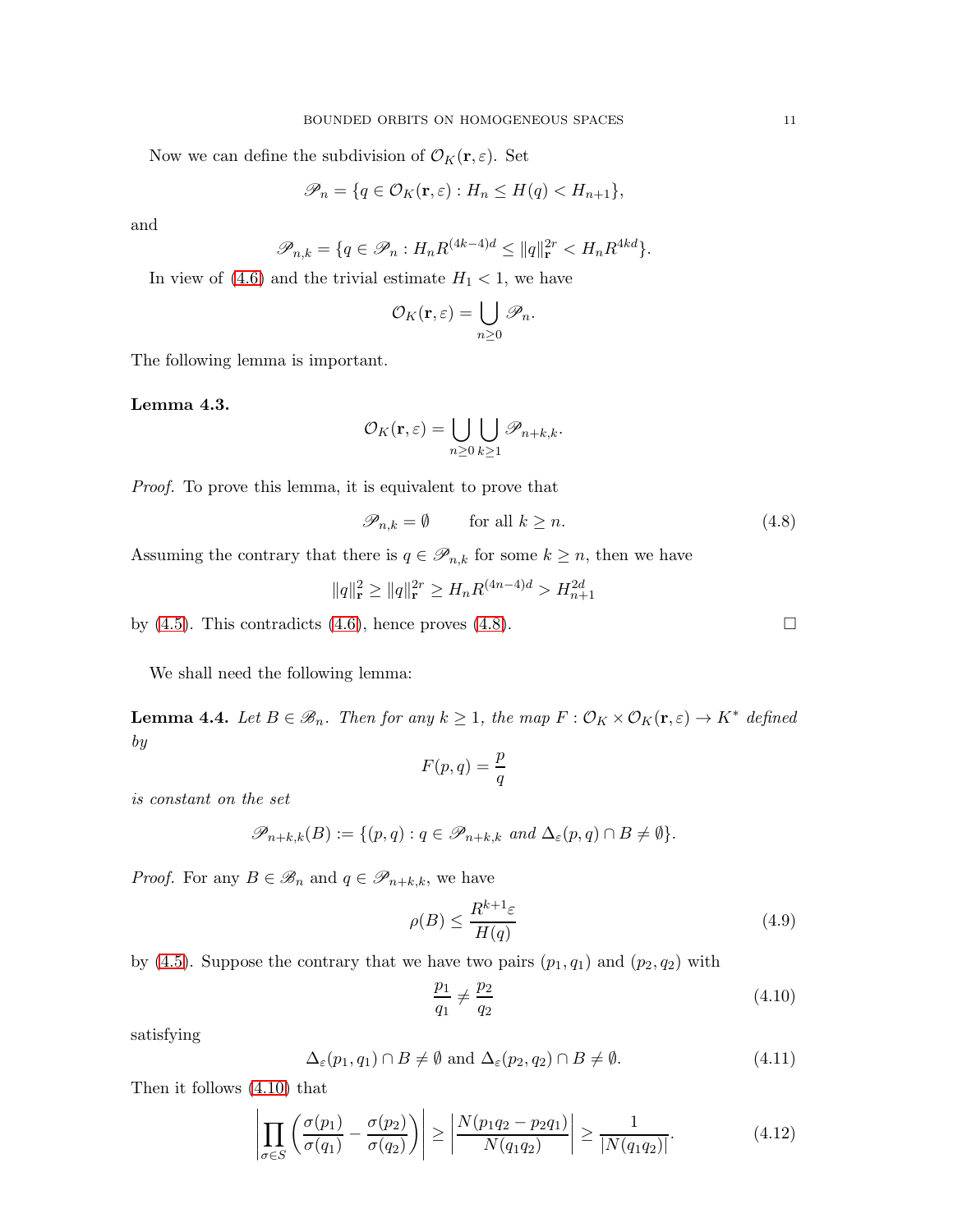Now we can define the subdivision of $\mathcal{O}_K(\mathbf{r},\varepsilon)$. Set

$$\mathscr{P}_n = \{q \in \mathcal{O}_K(\mathbf{r},\varepsilon) : H_n \leq H(q) < H_{n+1}\},$$

and

$$\mathscr{P}_{n,k} = \{q \in \mathscr{P}_n : H_n R^{(4k-4)d} \leq \|q\|_{\mathbf{r}}^{2r} < H_n R^{4kd}\}.$$

In view of (4.6) and the trivial estimate $H_1 < 1$, we have

$$\mathcal{O}_K(\mathbf{r},\varepsilon) = \bigcup_{n \geq 0} \mathscr{P}_n.$$

The following lemma is important.

**Lemma 4.3.**

$$\mathcal{O}_K(\mathbf{r},\varepsilon) = \bigcup_{n \geq 0} \bigcup_{k \geq 1} \mathscr{P}_{n+k,k}.$$

*Proof.* To prove this lemma, it is equivalent to prove that

$$\mathscr{P}_{n,k} = \emptyset \qquad \text{for all } k \geq n. \tag{4.8}$$

Assuming the contrary that there is $q \in \mathscr{P}_{n,k}$ for some $k \geq n$, then we have

$$\|q\|_{\mathbf{r}}^2 \geq \|q\|_{\mathbf{r}}^{2r} \geq H_n R^{(4n-4)d} > H_{n+1}^{2d}$$

by (4.5). This contradicts (4.6), hence proves (4.8). □

We shall need the following lemma:

**Lemma 4.4.** *Let $B \in \mathscr{B}_n$. Then for any $k \geq 1$, the map $F : \mathcal{O}_K \times \mathcal{O}_K(\mathbf{r},\varepsilon) \to K^*$ defined by*

$$F(p,q) = \frac{p}{q}$$

*is constant on the set*

$$\mathscr{P}_{n+k,k}(B) := \{(p,q) : q \in \mathscr{P}_{n+k,k} \text{ and } \Delta_\varepsilon(p,q) \cap B \neq \emptyset\}.$$

*Proof.* For any $B \in \mathscr{B}_n$ and $q \in \mathscr{P}_{n+k,k}$, we have

$$\rho(B) \leq \frac{R^{k+1}\varepsilon}{H(q)} \tag{4.9}$$

by (4.5). Suppose the contrary that we have two pairs $(p_1, q_1)$ and $(p_2, q_2)$ with

$$\frac{p_1}{q_1} \neq \frac{p_2}{q_2} \tag{4.10}$$

satisfying

$$\Delta_\varepsilon(p_1, q_1) \cap B \neq \emptyset \text{ and } \Delta_\varepsilon(p_2, q_2) \cap B \neq \emptyset. \tag{4.11}$$

Then it follows (4.10) that

$$\left| \prod_{\sigma \in S} \left( \frac{\sigma(p_1)}{\sigma(q_1)} - \frac{\sigma(p_2)}{\sigma(q_2)} \right) \right| \geq \left| \frac{N(p_1 q_2 - p_2 q_1)}{N(q_1 q_2)} \right| \geq \frac{1}{|N(q_1 q_2)|}. \tag{4.12}$$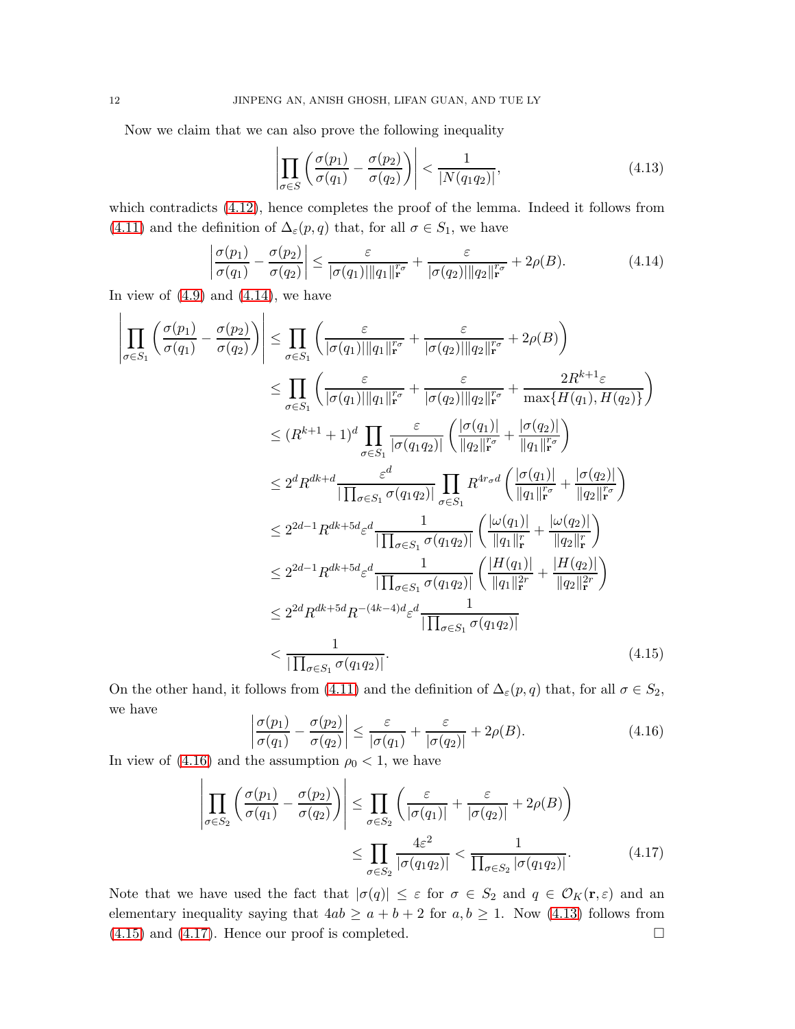Now we claim that we can also prove the following inequality

$$\left| \prod_{\sigma \in S} \left( \frac{\sigma(p_1)}{\sigma(q_1)} - \frac{\sigma(p_2)}{\sigma(q_2)} \right) \right| < \frac{1}{|N(q_1 q_2)|}, \tag{4.13}$$

which contradicts (4.12), hence completes the proof of the lemma. Indeed it follows from (4.11) and the definition of $\Delta_\varepsilon(p,q)$ that, for all $\sigma \in S_1$, we have

$$\left| \frac{\sigma(p_1)}{\sigma(q_1)} - \frac{\sigma(p_2)}{\sigma(q_2)} \right| \le \frac{\varepsilon}{|\sigma(q_1)| \|q_1\|_{\mathbf{r}}^{r_\sigma}} + \frac{\varepsilon}{|\sigma(q_2)| \|q_2\|_{\mathbf{r}}^{r_\sigma}} + 2\rho(B). \tag{4.14}$$

In view of (4.9) and (4.14), we have

$$\begin{aligned}
\left| \prod_{\sigma \in S_1} \left( \frac{\sigma(p_1)}{\sigma(q_1)} - \frac{\sigma(p_2)}{\sigma(q_2)} \right) \right| &\le \prod_{\sigma \in S_1} \left( \frac{\varepsilon}{|\sigma(q_1)| \|q_1\|_{\mathbf{r}}^{r_\sigma}} + \frac{\varepsilon}{|\sigma(q_2)| \|q_2\|_{\mathbf{r}}^{r_\sigma}} + 2\rho(B) \right) \\
&\le \prod_{\sigma \in S_1} \left( \frac{\varepsilon}{|\sigma(q_1)| \|q_1\|_{\mathbf{r}}^{r_\sigma}} + \frac{\varepsilon}{|\sigma(q_2)| \|q_2\|_{\mathbf{r}}^{r_\sigma}} + \frac{2R^{k+1}\varepsilon}{\max\{H(q_1), H(q_2)\}} \right) \\
&\le (R^{k+1}+1)^d \prod_{\sigma \in S_1} \frac{\varepsilon}{|\sigma(q_1 q_2)|} \left( \frac{|\sigma(q_1)|}{\|q_2\|_{\mathbf{r}}^{r_\sigma}} + \frac{|\sigma(q_2)|}{\|q_1\|_{\mathbf{r}}^{r_\sigma}} \right) \\
&\le 2^d R^{dk+d} \frac{\varepsilon^d}{|\prod_{\sigma \in S_1} \sigma(q_1 q_2)|} \prod_{\sigma \in S_1} R^{4 r_\sigma d} \left( \frac{|\sigma(q_1)|}{\|q_1\|_{\mathbf{r}}^{r_\sigma}} + \frac{|\sigma(q_2)|}{\|q_2\|_{\mathbf{r}}^{r_\sigma}} \right) \\
&\le 2^{2d-1} R^{dk+5d} \varepsilon^d \frac{1}{|\prod_{\sigma \in S_1} \sigma(q_1 q_2)|} \left( \frac{|\omega(q_1)|}{\|q_1\|_{\mathbf{r}}^{r}} + \frac{|\omega(q_2)|}{\|q_2\|_{\mathbf{r}}^{r}} \right) \\
&\le 2^{2d-1} R^{dk+5d} \varepsilon^d \frac{1}{|\prod_{\sigma \in S_1} \sigma(q_1 q_2)|} \left( \frac{|H(q_1)|}{\|q_1\|_{\mathbf{r}}^{2r}} + \frac{|H(q_2)|}{\|q_2\|_{\mathbf{r}}^{2r}} \right) \\
&\le 2^{2d} R^{dk+5d} R^{-(4k-4)d} \varepsilon^d \frac{1}{|\prod_{\sigma \in S_1} \sigma(q_1 q_2)|} \\
&< \frac{1}{|\prod_{\sigma \in S_1} \sigma(q_1 q_2)|}.
\end{aligned} \tag{4.15}$$

On the other hand, it follows from (4.11) and the definition of $\Delta_\varepsilon(p,q)$ that, for all $\sigma \in S_2$, we have

$$\left| \frac{\sigma(p_1)}{\sigma(q_1)} - \frac{\sigma(p_2)}{\sigma(q_2)} \right| \le \frac{\varepsilon}{|\sigma(q_1)|} + \frac{\varepsilon}{|\sigma(q_2)|} + 2\rho(B). \tag{4.16}$$

In view of (4.16) and the assumption $\rho_0 < 1$, we have

$$\begin{aligned}
\left| \prod_{\sigma \in S_2} \left( \frac{\sigma(p_1)}{\sigma(q_1)} - \frac{\sigma(p_2)}{\sigma(q_2)} \right) \right| &\le \prod_{\sigma \in S_2} \left( \frac{\varepsilon}{|\sigma(q_1)|} + \frac{\varepsilon}{|\sigma(q_2)|} + 2\rho(B) \right) \\
&\le \prod_{\sigma \in S_2} \frac{4\varepsilon^2}{|\sigma(q_1 q_2)|} < \frac{1}{\prod_{\sigma \in S_2} |\sigma(q_1 q_2)|}.
\end{aligned} \tag{4.17}$$

Note that we have used the fact that $|\sigma(q)| \le \varepsilon$ for $\sigma \in S_2$ and $q \in \mathcal{O}_K(\mathbf{r}, \varepsilon)$ and an elementary inequality saying that $4ab \ge a + b + 2$ for $a, b \ge 1$. Now (4.13) follows from (4.15) and (4.17). Hence our proof is completed. $\square$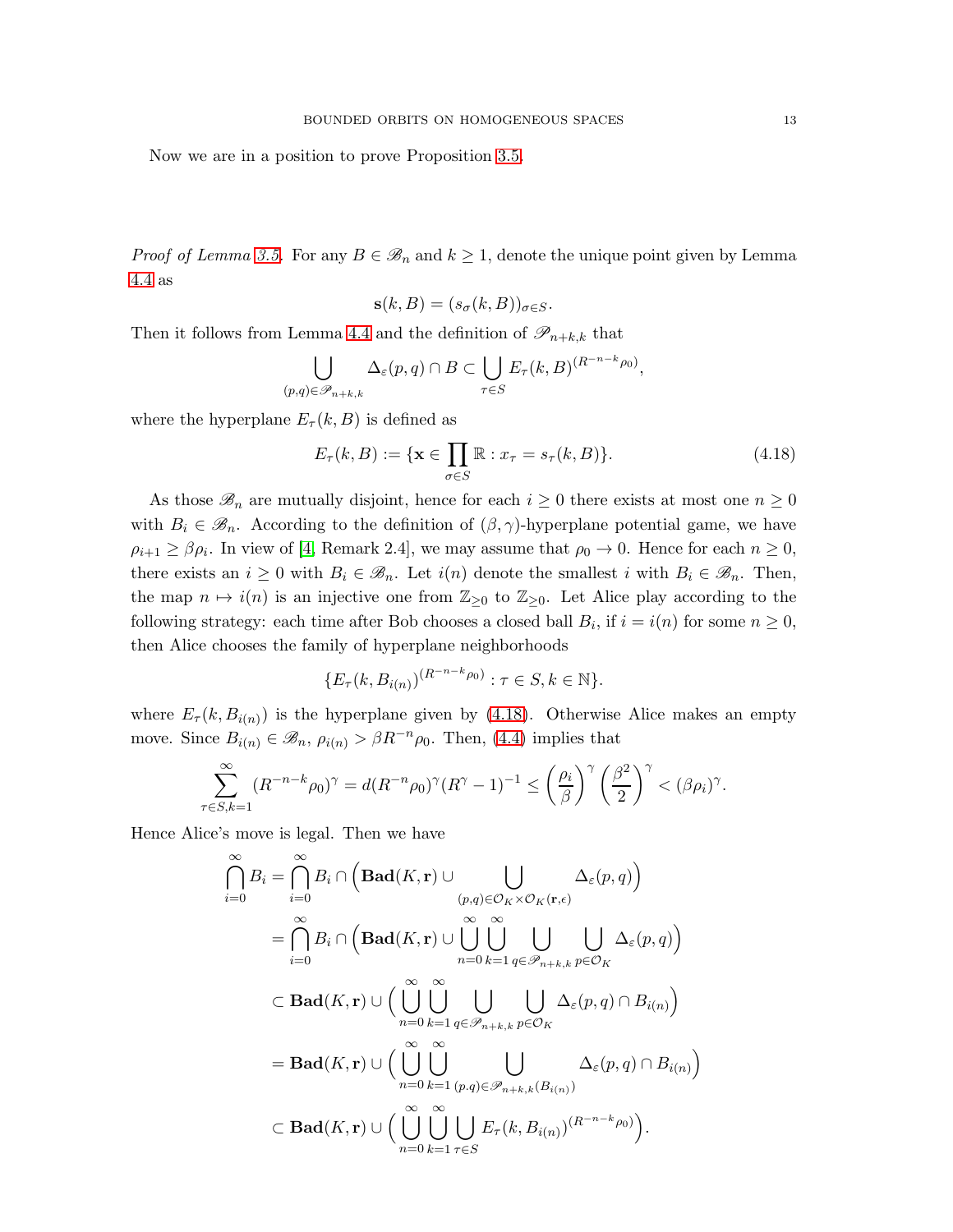Now we are in a position to prove Proposition 3.5.

*Proof of Lemma 3.5.* For any $B \in \mathscr{B}_n$ and $k \geq 1$, denote the unique point given by Lemma 4.4 as

$$\mathbf{s}(k, B) = (s_\sigma(k, B))_{\sigma \in S}.$$

Then it follows from Lemma 4.4 and the definition of $\mathscr{P}_{n+k,k}$ that

$$\bigcup_{(p,q) \in \mathscr{P}_{n+k,k}} \Delta_\varepsilon(p, q) \cap B \subset \bigcup_{\tau \in S} E_\tau(k, B)^{(R^{-n-k}\rho_0)},$$

where the hyperplane $E_\tau(k, B)$ is defined as

$$E_\tau(k, B) := \{\mathbf{x} \in \prod_{\sigma \in S} \mathbb{R} : x_\tau = s_\tau(k, B)\}. \tag{4.18}$$

As those $\mathscr{B}_n$ are mutually disjoint, hence for each $i \geq 0$ there exists at most one $n \geq 0$ with $B_i \in \mathscr{B}_n$. According to the definition of $(\beta, \gamma)$-hyperplane potential game, we have $\rho_{i+1} \geq \beta \rho_i$. In view of [4, Remark 2.4], we may assume that $\rho_0 \to 0$. Hence for each $n \geq 0$, there exists an $i \geq 0$ with $B_i \in \mathscr{B}_n$. Let $i(n)$ denote the smallest $i$ with $B_i \in \mathscr{B}_n$. Then, the map $n \mapsto i(n)$ is an injective one from $\mathbb{Z}_{\geq 0}$ to $\mathbb{Z}_{\geq 0}$. Let Alice play according to the following strategy: each time after Bob chooses a closed ball $B_i$, if $i = i(n)$ for some $n \geq 0$, then Alice chooses the family of hyperplane neighborhoods

$$\{E_\tau(k, B_{i(n)})^{(R^{-n-k}\rho_0)} : \tau \in S, k \in \mathbb{N}\}.$$

where $E_\tau(k, B_{i(n)})$ is the hyperplane given by (4.18). Otherwise Alice makes an empty move. Since $B_{i(n)} \in \mathscr{B}_n$, $\rho_{i(n)} > \beta R^{-n}\rho_0$. Then, (4.4) implies that

$$\sum_{\tau \in S, k=1}^{\infty} (R^{-n-k}\rho_0)^\gamma = d(R^{-n}\rho_0)^\gamma (R^\gamma - 1)^{-1} \leq \left(\frac{\rho_i}{\beta}\right)^\gamma \left(\frac{\beta^2}{2}\right)^\gamma < (\beta\rho_i)^\gamma.$$

Hence Alice's move is legal. Then we have

$$\begin{aligned}
\bigcap_{i=0}^{\infty} B_i &= \bigcap_{i=0}^{\infty} B_i \cap \Big(\mathbf{Bad}(K, \mathbf{r}) \cup \bigcup_{(p,q) \in \mathcal{O}_K \times \mathcal{O}_K(\mathbf{r}, \epsilon)} \Delta_\varepsilon(p, q)\Big) \\
&= \bigcap_{i=0}^{\infty} B_i \cap \Big(\mathbf{Bad}(K, \mathbf{r}) \cup \bigcup_{n=0}^{\infty} \bigcup_{k=1}^{\infty} \bigcup_{q \in \mathscr{P}_{n+k,k}} \bigcup_{p \in \mathcal{O}_K} \Delta_\varepsilon(p, q)\Big) \\
&\subset \mathbf{Bad}(K, \mathbf{r}) \cup \Big(\bigcup_{n=0}^{\infty} \bigcup_{k=1}^{\infty} \bigcup_{q \in \mathscr{P}_{n+k,k}} \bigcup_{p \in \mathcal{O}_K} \Delta_\varepsilon(p, q) \cap B_{i(n)}\Big) \\
&= \mathbf{Bad}(K, \mathbf{r}) \cup \Big(\bigcup_{n=0}^{\infty} \bigcup_{k=1}^{\infty} \bigcup_{(p.q) \in \mathscr{P}_{n+k,k}(B_{i(n)})} \Delta_\varepsilon(p, q) \cap B_{i(n)}\Big) \\
&\subset \mathbf{Bad}(K, \mathbf{r}) \cup \Big(\bigcup_{n=0}^{\infty} \bigcup_{k=1}^{\infty} \bigcup_{\tau \in S} E_\tau(k, B_{i(n)})^{(R^{-n-k}\rho_0)}\Big).
\end{aligned}$$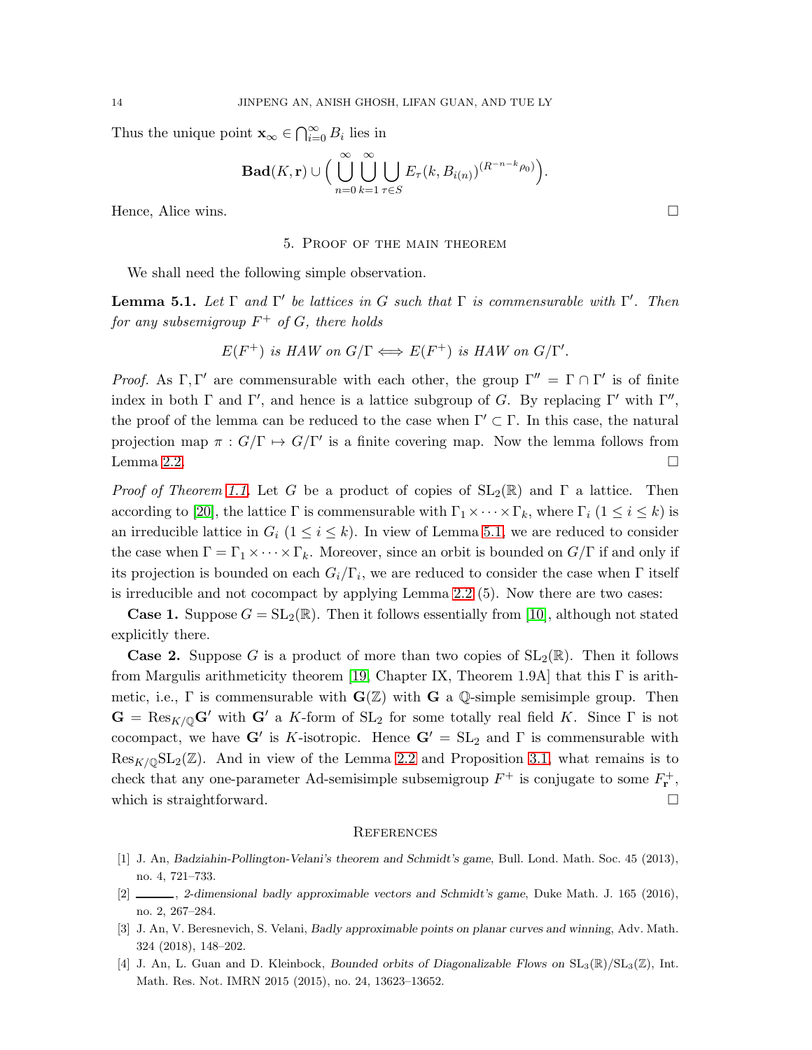Thus the unique point $\mathbf{x}_\infty \in \bigcap_{i=0}^{\infty} B_i$ lies in

$$\mathbf{Bad}(K,\mathbf{r}) \cup \Big( \bigcup_{n=0}^{\infty} \bigcup_{k=1}^{\infty} \bigcup_{\tau \in S} E_\tau(k, B_{i(n)})^{(R^{-n-k}\rho_0)} \Big).$$

Hence, Alice wins. $\square$

## 5. Proof of the main theorem

We shall need the following simple observation.

**Lemma 5.1.** *Let $\Gamma$ and $\Gamma'$ be lattices in $G$ such that $\Gamma$ is commensurable with $\Gamma'$. Then for any subsemigroup $F^+$ of $G$, there holds*

$$E(F^+) \text{ is HAW on } G/\Gamma \iff E(F^+) \text{ is HAW on } G/\Gamma'.$$

*Proof.* As $\Gamma, \Gamma'$ are commensurable with each other, the group $\Gamma'' = \Gamma \cap \Gamma'$ is of finite index in both $\Gamma$ and $\Gamma'$, and hence is a lattice subgroup of $G$. By replacing $\Gamma'$ with $\Gamma''$, the proof of the lemma can be reduced to the case when $\Gamma' \subset \Gamma$. In this case, the natural projection map $\pi : G/\Gamma \mapsto G/\Gamma'$ is a finite covering map. Now the lemma follows from Lemma 2.2. $\square$

*Proof of Theorem 1.1.* Let $G$ be a product of copies of $\mathrm{SL}_2(\mathbb{R})$ and $\Gamma$ a lattice. Then according to [20], the lattice $\Gamma$ is commensurable with $\Gamma_1 \times \cdots \times \Gamma_k$, where $\Gamma_i$ $(1 \le i \le k)$ is an irreducible lattice in $G_i$ $(1 \le i \le k)$. In view of Lemma 5.1, we are reduced to consider the case when $\Gamma = \Gamma_1 \times \cdots \times \Gamma_k$. Moreover, since an orbit is bounded on $G/\Gamma$ if and only if its projection is bounded on each $G_i/\Gamma_i$, we are reduced to consider the case when $\Gamma$ itself is irreducible and not cocompact by applying Lemma 2.2 (5). Now there are two cases:

**Case 1.** Suppose $G = \mathrm{SL}_2(\mathbb{R})$. Then it follows essentially from [10], although not stated explicitly there.

**Case 2.** Suppose $G$ is a product of more than two copies of $\mathrm{SL}_2(\mathbb{R})$. Then it follows from Margulis arithmeticity theorem [19, Chapter IX, Theorem 1.9A] that this $\Gamma$ is arithmetic, i.e., $\Gamma$ is commensurable with $\mathbf{G}(\mathbb{Z})$ with $\mathbf{G}$ a $\mathbb{Q}$-simple semisimple group. Then $\mathbf{G} = \mathrm{Res}_{K/\mathbb{Q}}\mathbf{G}'$ with $\mathbf{G}'$ a $K$-form of $\mathrm{SL}_2$ for some totally real field $K$. Since $\Gamma$ is not cocompact, we have $\mathbf{G}'$ is $K$-isotropic. Hence $\mathbf{G}' = \mathrm{SL}_2$ and $\Gamma$ is commensurable with $\mathrm{Res}_{K/\mathbb{Q}}\mathrm{SL}_2(\mathbb{Z})$. And in view of the Lemma 2.2 and Proposition 3.1, what remains is to check that any one-parameter Ad-semisimple subsemigroup $F^+$ is conjugate to some $F_{\mathbf{r}}^+$, which is straightforward. $\square$

## References

[1] J. An, *Badziahin-Pollington-Velani's theorem and Schmidt's game*, Bull. Lond. Math. Soc. 45 (2013), no. 4, 721–733.

[2] ———, *2-dimensional badly approximable vectors and Schmidt's game*, Duke Math. J. 165 (2016), no. 2, 267–284.

[3] J. An, V. Beresnevich, S. Velani, *Badly approximable points on planar curves and winning*, Adv. Math. 324 (2018), 148–202.

[4] J. An, L. Guan and D. Kleinbock, *Bounded orbits of Diagonalizable Flows on $\mathrm{SL}_3(\mathbb{R})/\mathrm{SL}_3(\mathbb{Z})$*, Int. Math. Res. Not. IMRN 2015 (2015), no. 24, 13623–13652.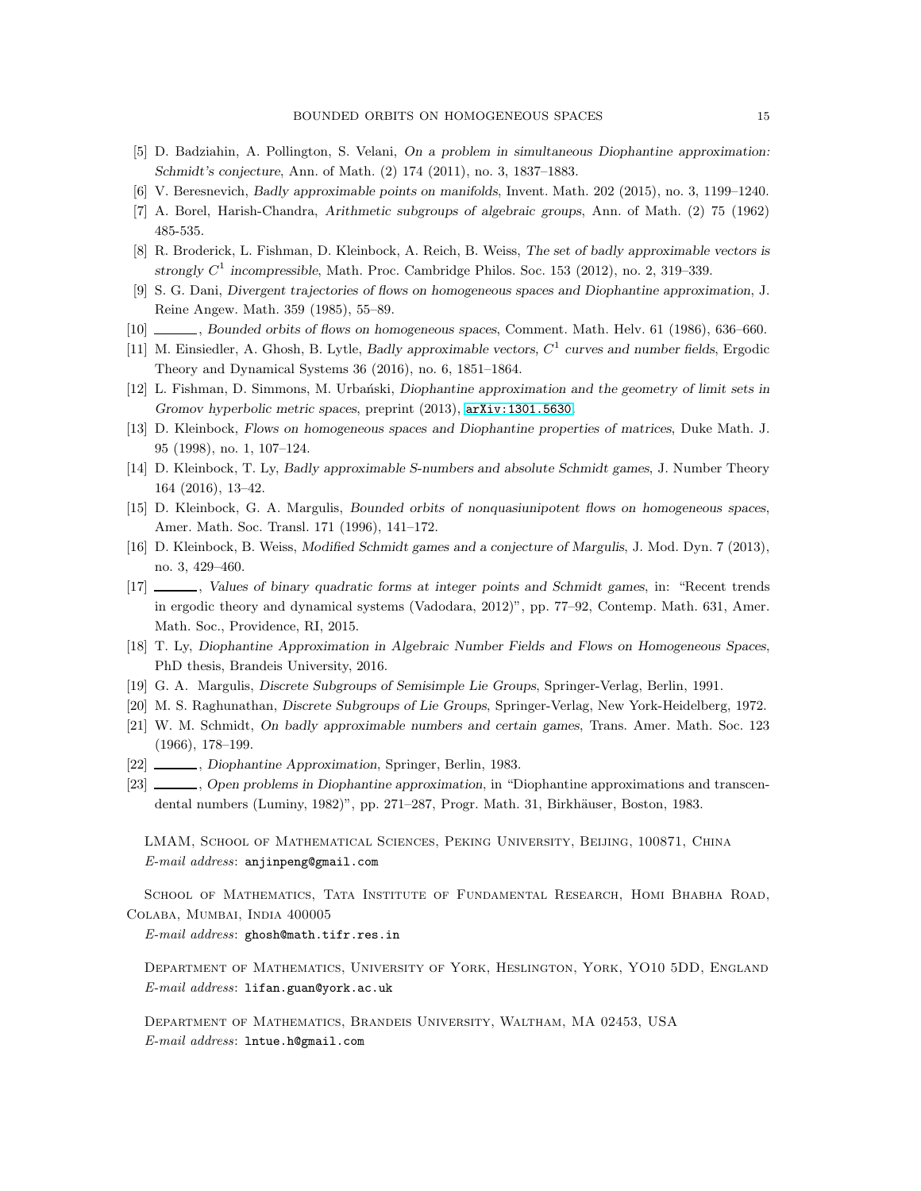[5] D. Badziahin, A. Pollington, S. Velani, *On a problem in simultaneous Diophantine approximation: Schmidt's conjecture*, Ann. of Math. (2) 174 (2011), no. 3, 1837–1883.

[6] V. Beresnevich, *Badly approximable points on manifolds*, Invent. Math. 202 (2015), no. 3, 1199–1240.

[7] A. Borel, Harish-Chandra, *Arithmetic subgroups of algebraic groups*, Ann. of Math. (2) 75 (1962) 485-535.

[8] R. Broderick, L. Fishman, D. Kleinbock, A. Reich, B. Weiss, *The set of badly approximable vectors is strongly $C^1$ incompressible*, Math. Proc. Cambridge Philos. Soc. 153 (2012), no. 2, 319–339.

[9] S. G. Dani, *Divergent trajectories of flows on homogeneous spaces and Diophantine approximation*, J. Reine Angew. Math. 359 (1985), 55–89.

[10] ———, *Bounded orbits of flows on homogeneous spaces*, Comment. Math. Helv. 61 (1986), 636–660.

[11] M. Einsiedler, A. Ghosh, B. Lytle, *Badly approximable vectors, $C^1$ curves and number fields*, Ergodic Theory and Dynamical Systems 36 (2016), no. 6, 1851–1864.

[12] L. Fishman, D. Simmons, M. Urbański, *Diophantine approximation and the geometry of limit sets in Gromov hyperbolic metric spaces*, preprint (2013), arXiv:1301.5630.

[13] D. Kleinbock, *Flows on homogeneous spaces and Diophantine properties of matrices*, Duke Math. J. 95 (1998), no. 1, 107–124.

[14] D. Kleinbock, T. Ly, *Badly approximable S-numbers and absolute Schmidt games*, J. Number Theory 164 (2016), 13–42.

[15] D. Kleinbock, G. A. Margulis, *Bounded orbits of nonquasiunipotent flows on homogeneous spaces*, Amer. Math. Soc. Transl. 171 (1996), 141–172.

[16] D. Kleinbock, B. Weiss, *Modified Schmidt games and a conjecture of Margulis*, J. Mod. Dyn. 7 (2013), no. 3, 429–460.

[17] ———, *Values of binary quadratic forms at integer points and Schmidt games*, in: "Recent trends in ergodic theory and dynamical systems (Vadodara, 2012)", pp. 77–92, Contemp. Math. 631, Amer. Math. Soc., Providence, RI, 2015.

[18] T. Ly, *Diophantine Approximation in Algebraic Number Fields and Flows on Homogeneous Spaces*, PhD thesis, Brandeis University, 2016.

[19] G. A. Margulis, *Discrete Subgroups of Semisimple Lie Groups*, Springer-Verlag, Berlin, 1991.

[20] M. S. Raghunathan, *Discrete Subgroups of Lie Groups*, Springer-Verlag, New York-Heidelberg, 1972.

[21] W. M. Schmidt, *On badly approximable numbers and certain games*, Trans. Amer. Math. Soc. 123 (1966), 178–199.

[22] ———, *Diophantine Approximation*, Springer, Berlin, 1983.

[23] ———, *Open problems in Diophantine approximation*, in "Diophantine approximations and transcendental numbers (Luminy, 1982)", pp. 271–287, Progr. Math. 31, Birkhäuser, Boston, 1983.

LMAM, School of Mathematical Sciences, Peking University, Beijing, 100871, China
*E-mail address*: anjinpeng@gmail.com

School of Mathematics, Tata Institute of Fundamental Research, Homi Bhabha Road, Colaba, Mumbai, India 400005
*E-mail address*: ghosh@math.tifr.res.in

Department of Mathematics, University of York, Heslington, York, YO10 5DD, England
*E-mail address*: lifan.guan@york.ac.uk

Department of Mathematics, Brandeis University, Waltham, MA 02453, USA
*E-mail address*: lntue.h@gmail.com